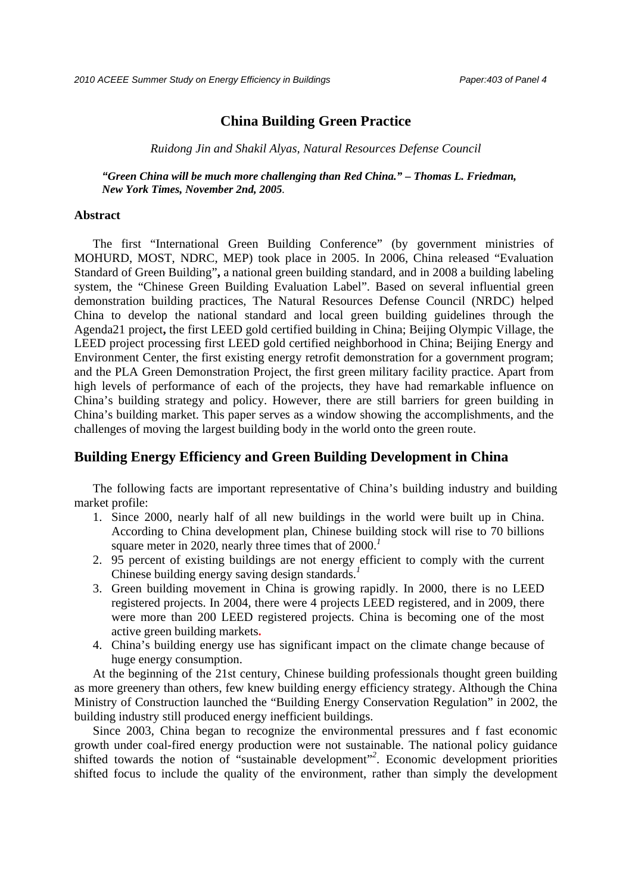# China Building Green Practice

*Ruidong Jin and Shakil Alyas, Natural Resources Defense Council*

***"Green China will be much more challenging than Red China." – Thomas L. Friedman, New York Times, November 2nd, 2005*.**

## Abstract

The first "International Green Building Conference" (by government ministries of MOHURD, MOST, NDRC, MEP) took place in 2005. In 2006, China released "Evaluation Standard of Green Building"**,** a national green building standard, and in 2008 a building labeling system, the "Chinese Green Building Evaluation Label". Based on several influential green demonstration building practices, The Natural Resources Defense Council (NRDC) helped China to develop the national standard and local green building guidelines through the Agenda21 project**,** the first LEED gold certified building in China; Beijing Olympic Village, the LEED project processing first LEED gold certified neighborhood in China; Beijing Energy and Environment Center, the first existing energy retrofit demonstration for a government program; and the PLA Green Demonstration Project, the first green military facility practice. Apart from high levels of performance of each of the projects, they have had remarkable influence on China's building strategy and policy. However, there are still barriers for green building in China's building market. This paper serves as a window showing the accomplishments, and the challenges of moving the largest building body in the world onto the green route.

## Building Energy Efficiency and Green Building Development in China

The following facts are important representative of China's building industry and building market profile:

1. Since 2000, nearly half of all new buildings in the world were built up in China. According to China development plan, Chinese building stock will rise to 70 billions square meter in 2020, nearly three times that of 2000.[1]
2. 95 percent of existing buildings are not energy efficient to comply with the current Chinese building energy saving design standards.[1]
3. Green building movement in China is growing rapidly. In 2000, there is no LEED registered projects. In 2004, there were 4 projects LEED registered, and in 2009, there were more than 200 LEED registered projects. China is becoming one of the most active green building markets.
4. China's building energy use has significant impact on the climate change because of huge energy consumption.

At the beginning of the 21st century, Chinese building professionals thought green building as more greenery than others, few knew building energy efficiency strategy. Although the China Ministry of Construction launched the "Building Energy Conservation Regulation" in 2002, the building industry still produced energy inefficient buildings.

Since 2003, China began to recognize the environmental pressures and f fast economic growth under coal-fired energy production were not sustainable. The national policy guidance shifted towards the notion of "sustainable development"[2]. Economic development priorities shifted focus to include the quality of the environment, rather than simply the development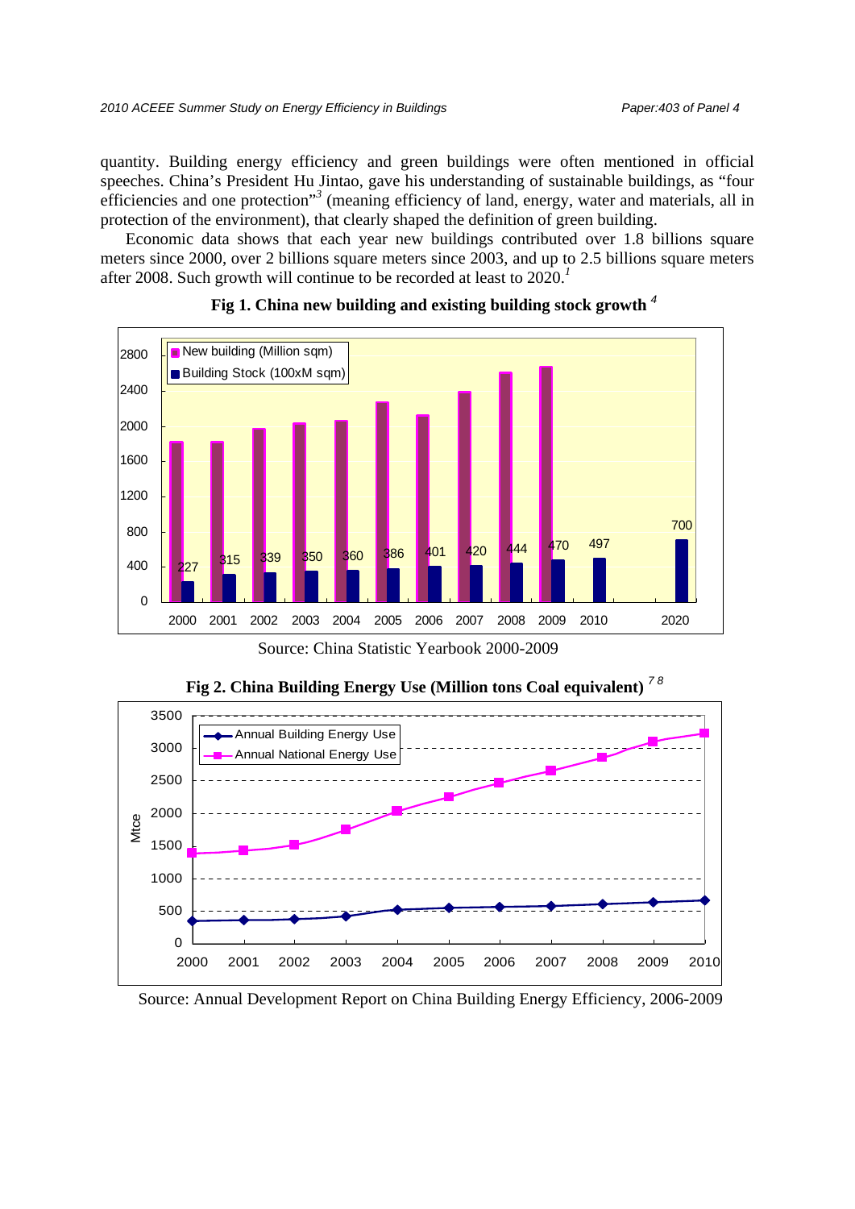quantity. Building energy efficiency and green buildings were often mentioned in official speeches. China's President Hu Jintao, gave his understanding of sustainable buildings, as "four efficiencies and one protection"[3] (meaning efficiency of land, energy, water and materials, all in protection of the environment), that clearly shaped the definition of green building.

Economic data shows that each year new buildings contributed over 1.8 billions square meters since 2000, over 2 billions square meters since 2003, and up to 2.5 billions square meters after 2008. Such growth will continue to be recorded at least to 2020.[1]

**Fig 1. China new building and existing building stock growth [4]**

Source: China Statistic Yearbook 2000-2009

**Fig 2. China Building Energy Use (Million tons Coal equivalent) [7 8]**

Source: Annual Development Report on China Building Energy Efficiency, 2006-2009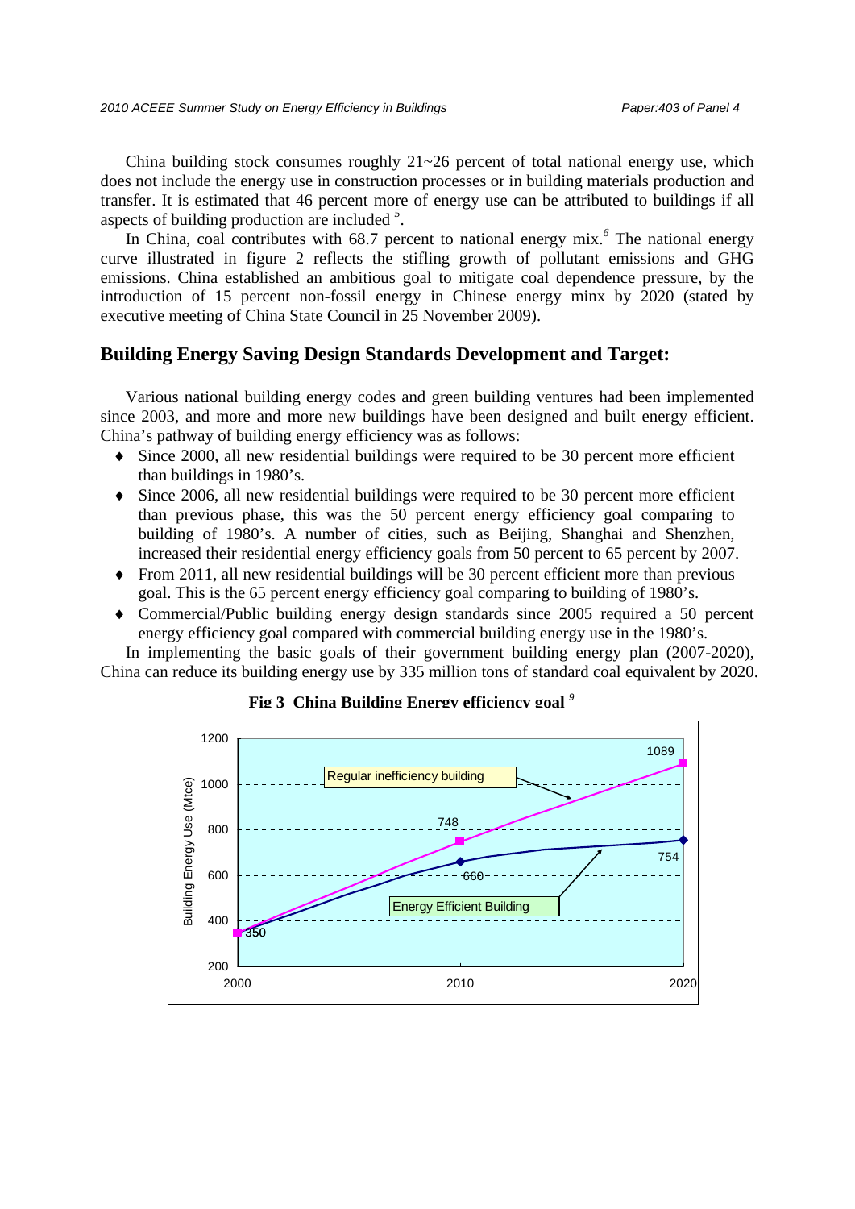China building stock consumes roughly 21~26 percent of total national energy use, which does not include the energy use in construction processes or in building materials production and transfer. It is estimated that 46 percent more of energy use can be attributed to buildings if all aspects of building production are included [5].

In China, coal contributes with 68.7 percent to national energy mix.[6] The national energy curve illustrated in figure 2 reflects the stifling growth of pollutant emissions and GHG emissions. China established an ambitious goal to mitigate coal dependence pressure, by the introduction of 15 percent non-fossil energy in Chinese energy minx by 2020 (stated by executive meeting of China State Council in 25 November 2009).

## Building Energy Saving Design Standards Development and Target:

Various national building energy codes and green building ventures had been implemented since 2003, and more and more new buildings have been designed and built energy efficient. China's pathway of building energy efficiency was as follows:

- Since 2000, all new residential buildings were required to be 30 percent more efficient than buildings in 1980's.
- Since 2006, all new residential buildings were required to be 30 percent more efficient than previous phase, this was the 50 percent energy efficiency goal comparing to building of 1980's. A number of cities, such as Beijing, Shanghai and Shenzhen, increased their residential energy efficiency goals from 50 percent to 65 percent by 2007.
- From 2011, all new residential buildings will be 30 percent efficient more than previous goal. This is the 65 percent energy efficiency goal comparing to building of 1980's.
- Commercial/Public building energy design standards since 2005 required a 50 percent energy efficiency goal compared with commercial building energy use in the 1980's.

In implementing the basic goals of their government building energy plan (2007-2020), China can reduce its building energy use by 335 million tons of standard coal equivalent by 2020.

**Fig 3 China Building Energy efficiency goal** [9]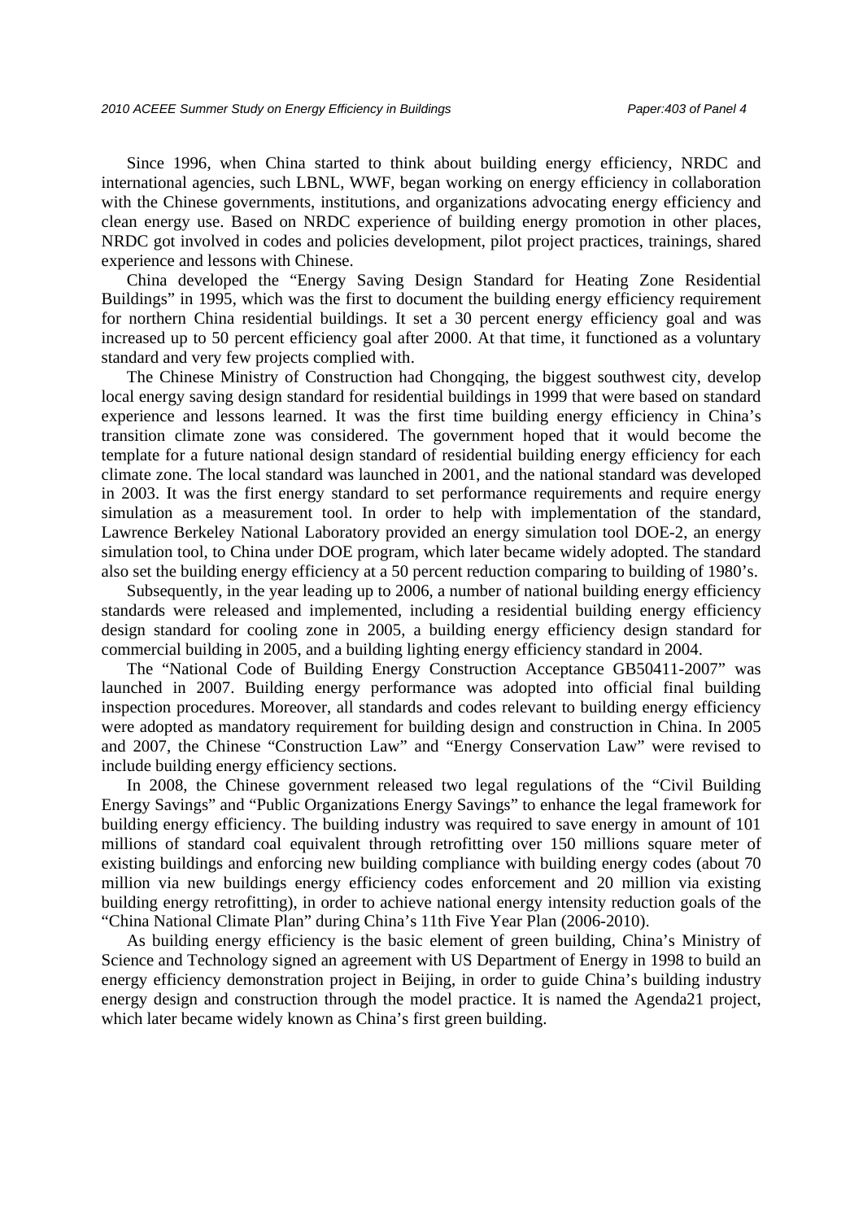Since 1996, when China started to think about building energy efficiency, NRDC and international agencies, such LBNL, WWF, began working on energy efficiency in collaboration with the Chinese governments, institutions, and organizations advocating energy efficiency and clean energy use. Based on NRDC experience of building energy promotion in other places, NRDC got involved in codes and policies development, pilot project practices, trainings, shared experience and lessons with Chinese.

China developed the "Energy Saving Design Standard for Heating Zone Residential Buildings" in 1995, which was the first to document the building energy efficiency requirement for northern China residential buildings. It set a 30 percent energy efficiency goal and was increased up to 50 percent efficiency goal after 2000. At that time, it functioned as a voluntary standard and very few projects complied with.

The Chinese Ministry of Construction had Chongqing, the biggest southwest city, develop local energy saving design standard for residential buildings in 1999 that were based on standard experience and lessons learned. It was the first time building energy efficiency in China's transition climate zone was considered. The government hoped that it would become the template for a future national design standard of residential building energy efficiency for each climate zone. The local standard was launched in 2001, and the national standard was developed in 2003. It was the first energy standard to set performance requirements and require energy simulation as a measurement tool. In order to help with implementation of the standard, Lawrence Berkeley National Laboratory provided an energy simulation tool DOE-2, an energy simulation tool, to China under DOE program, which later became widely adopted. The standard also set the building energy efficiency at a 50 percent reduction comparing to building of 1980's.

Subsequently, in the year leading up to 2006, a number of national building energy efficiency standards were released and implemented, including a residential building energy efficiency design standard for cooling zone in 2005, a building energy efficiency design standard for commercial building in 2005, and a building lighting energy efficiency standard in 2004.

The "National Code of Building Energy Construction Acceptance GB50411-2007" was launched in 2007. Building energy performance was adopted into official final building inspection procedures. Moreover, all standards and codes relevant to building energy efficiency were adopted as mandatory requirement for building design and construction in China. In 2005 and 2007, the Chinese "Construction Law" and "Energy Conservation Law" were revised to include building energy efficiency sections.

In 2008, the Chinese government released two legal regulations of the "Civil Building Energy Savings" and "Public Organizations Energy Savings" to enhance the legal framework for building energy efficiency. The building industry was required to save energy in amount of 101 millions of standard coal equivalent through retrofitting over 150 millions square meter of existing buildings and enforcing new building compliance with building energy codes (about 70 million via new buildings energy efficiency codes enforcement and 20 million via existing building energy retrofitting), in order to achieve national energy intensity reduction goals of the "China National Climate Plan" during China's 11th Five Year Plan (2006-2010).

As building energy efficiency is the basic element of green building, China's Ministry of Science and Technology signed an agreement with US Department of Energy in 1998 to build an energy efficiency demonstration project in Beijing, in order to guide China's building industry energy design and construction through the model practice. It is named the Agenda21 project, which later became widely known as China's first green building.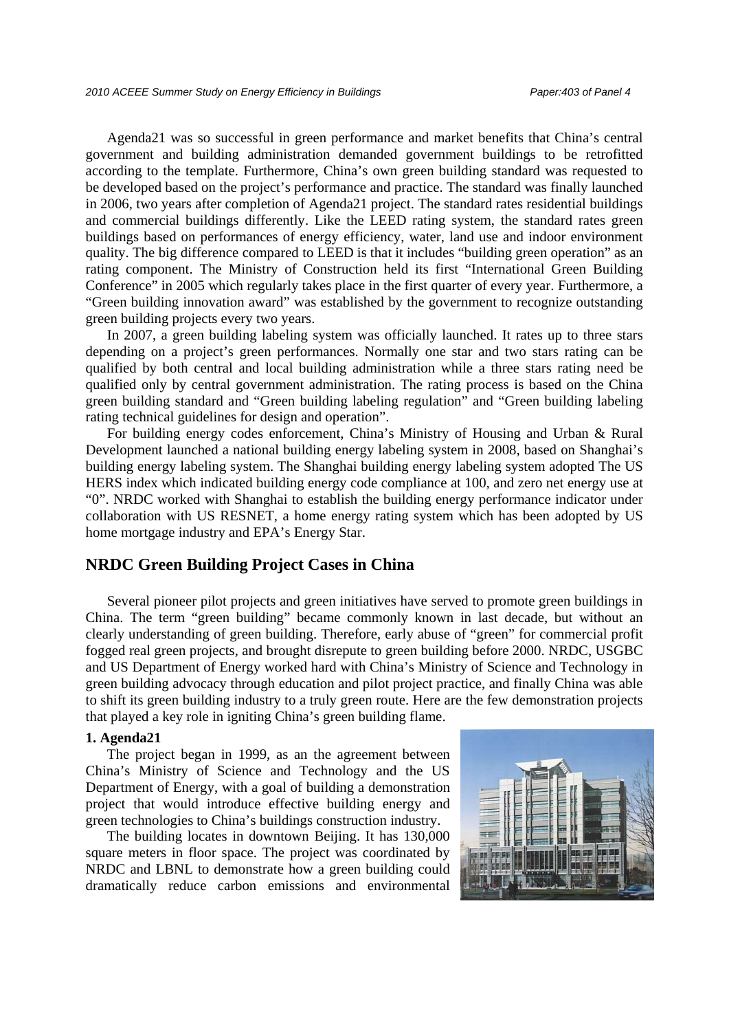Agenda21 was so successful in green performance and market benefits that China's central government and building administration demanded government buildings to be retrofitted according to the template. Furthermore, China's own green building standard was requested to be developed based on the project's performance and practice. The standard was finally launched in 2006, two years after completion of Agenda21 project. The standard rates residential buildings and commercial buildings differently. Like the LEED rating system, the standard rates green buildings based on performances of energy efficiency, water, land use and indoor environment quality. The big difference compared to LEED is that it includes "building green operation" as an rating component. The Ministry of Construction held its first "International Green Building Conference" in 2005 which regularly takes place in the first quarter of every year. Furthermore, a "Green building innovation award" was established by the government to recognize outstanding green building projects every two years.

In 2007, a green building labeling system was officially launched. It rates up to three stars depending on a project's green performances. Normally one star and two stars rating can be qualified by both central and local building administration while a three stars rating need be qualified only by central government administration. The rating process is based on the China green building standard and "Green building labeling regulation" and "Green building labeling rating technical guidelines for design and operation".

For building energy codes enforcement, China's Ministry of Housing and Urban & Rural Development launched a national building energy labeling system in 2008, based on Shanghai's building energy labeling system. The Shanghai building energy labeling system adopted The US HERS index which indicated building energy code compliance at 100, and zero net energy use at "0". NRDC worked with Shanghai to establish the building energy performance indicator under collaboration with US RESNET, a home energy rating system which has been adopted by US home mortgage industry and EPA's Energy Star.

## NRDC Green Building Project Cases in China

Several pioneer pilot projects and green initiatives have served to promote green buildings in China. The term "green building" became commonly known in last decade, but without an clearly understanding of green building. Therefore, early abuse of "green" for commercial profit fogged real green projects, and brought disrepute to green building before 2000. NRDC, USGBC and US Department of Energy worked hard with China's Ministry of Science and Technology in green building advocacy through education and pilot project practice, and finally China was able to shift its green building industry to a truly green route. Here are the few demonstration projects that played a key role in igniting China's green building flame.

**1. Agenda21**

The project began in 1999, as an the agreement between China's Ministry of Science and Technology and the US Department of Energy, with a goal of building a demonstration project that would introduce effective building energy and green technologies to China's buildings construction industry.

The building locates in downtown Beijing. It has 130,000 square meters in floor space. The project was coordinated by NRDC and LBNL to demonstrate how a green building could dramatically reduce carbon emissions and environmental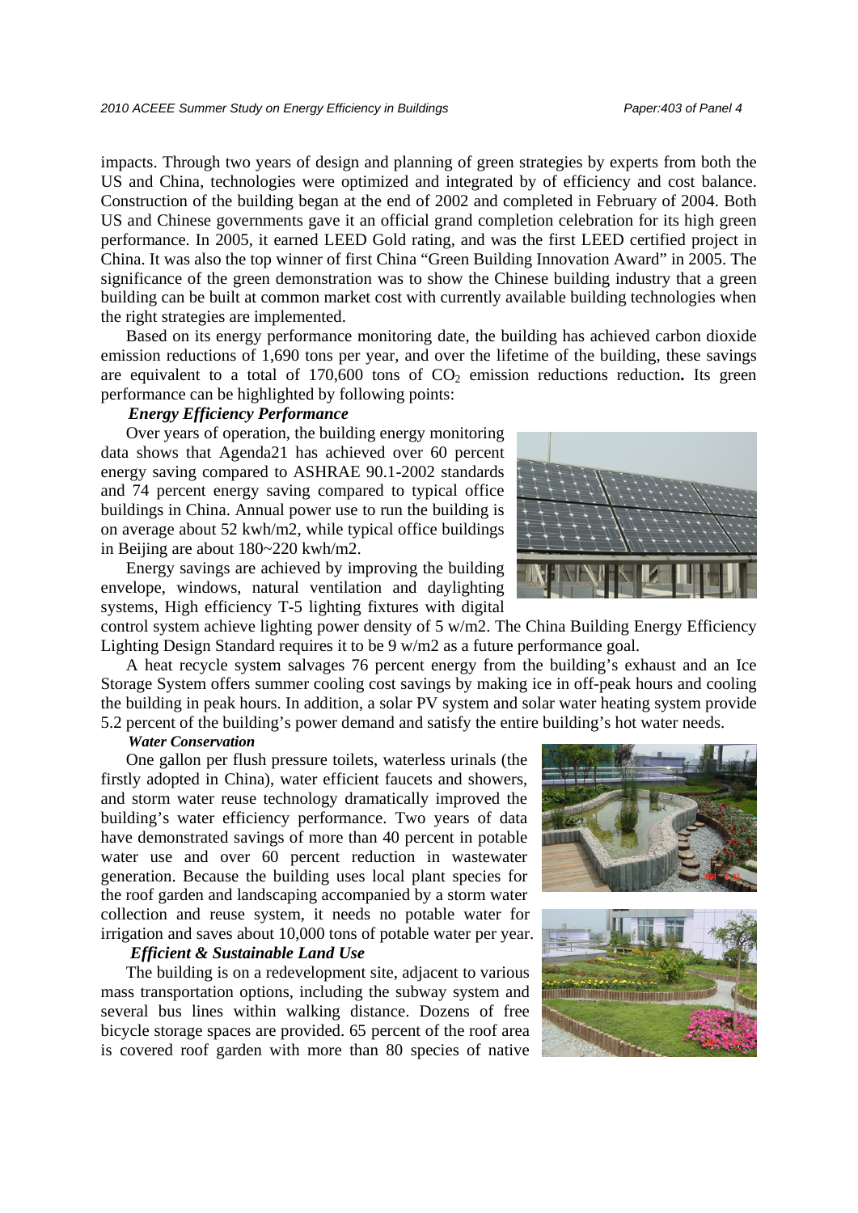impacts. Through two years of design and planning of green strategies by experts from both the US and China, technologies were optimized and integrated by of efficiency and cost balance. Construction of the building began at the end of 2002 and completed in February of 2004. Both US and Chinese governments gave it an official grand completion celebration for its high green performance. In 2005, it earned LEED Gold rating, and was the first LEED certified project in China. It was also the top winner of first China "Green Building Innovation Award" in 2005. The significance of the green demonstration was to show the Chinese building industry that a green building can be built at common market cost with currently available building technologies when the right strategies are implemented.

Based on its energy performance monitoring date, the building has achieved carbon dioxide emission reductions of 1,690 tons per year, and over the lifetime of the building, these savings are equivalent to a total of 170,600 tons of $CO_2$ emission reductions reduction**.** Its green performance can be highlighted by following points:

***Energy Efficiency Performance***

Over years of operation, the building energy monitoring data shows that Agenda21 has achieved over 60 percent energy saving compared to ASHRAE 90.1-2002 standards and 74 percent energy saving compared to typical office buildings in China. Annual power use to run the building is on average about 52 kwh/m2, while typical office buildings in Beijing are about 180~220 kwh/m2.

Energy savings are achieved by improving the building envelope, windows, natural ventilation and daylighting systems, High efficiency T-5 lighting fixtures with digital control system achieve lighting power density of 5 w/m2. The China Building Energy Efficiency Lighting Design Standard requires it to be 9 w/m2 as a future performance goal.

A heat recycle system salvages 76 percent energy from the building's exhaust and an Ice Storage System offers summer cooling cost savings by making ice in off-peak hours and cooling the building in peak hours. In addition, a solar PV system and solar water heating system provide 5.2 percent of the building's power demand and satisfy the entire building's hot water needs.

***Water Conservation***

One gallon per flush pressure toilets, waterless urinals (the firstly adopted in China), water efficient faucets and showers, and storm water reuse technology dramatically improved the building's water efficiency performance. Two years of data have demonstrated savings of more than 40 percent in potable water use and over 60 percent reduction in wastewater generation. Because the building uses local plant species for the roof garden and landscaping accompanied by a storm water collection and reuse system, it needs no potable water for irrigation and saves about 10,000 tons of potable water per year.

***Efficient & Sustainable Land Use***

The building is on a redevelopment site, adjacent to various mass transportation options, including the subway system and several bus lines within walking distance. Dozens of free bicycle storage spaces are provided. 65 percent of the roof area is covered roof garden with more than 80 species of native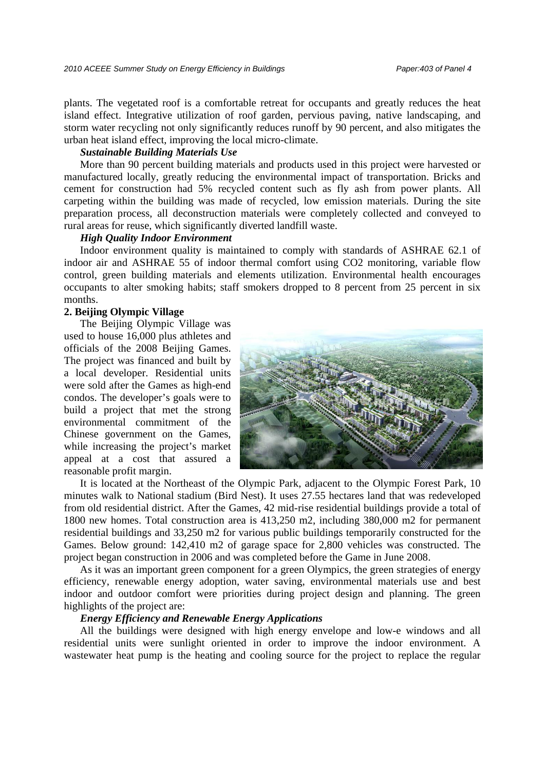plants. The vegetated roof is a comfortable retreat for occupants and greatly reduces the heat island effect. Integrative utilization of roof garden, pervious paving, native landscaping, and storm water recycling not only significantly reduces runoff by 90 percent, and also mitigates the urban heat island effect, improving the local micro-climate.

***Sustainable Building Materials Use***

More than 90 percent building materials and products used in this project were harvested or manufactured locally, greatly reducing the environmental impact of transportation. Bricks and cement for construction had 5% recycled content such as fly ash from power plants. All carpeting within the building was made of recycled, low emission materials. During the site preparation process, all deconstruction materials were completely collected and conveyed to rural areas for reuse, which significantly diverted landfill waste.

***High Quality Indoor Environment***

Indoor environment quality is maintained to comply with standards of ASHRAE 62.1 of indoor air and ASHRAE 55 of indoor thermal comfort using $CO_2$ monitoring, variable flow control, green building materials and elements utilization. Environmental health encourages occupants to alter smoking habits; staff smokers dropped to 8 percent from 25 percent in six months.

**2. Beijing Olympic Village**

The Beijing Olympic Village was used to house 16,000 plus athletes and officials of the 2008 Beijing Games. The project was financed and built by a local developer. Residential units were sold after the Games as high-end condos. The developer's goals were to build a project that met the strong environmental commitment of the Chinese government on the Games, while increasing the project's market appeal at a cost that assured a reasonable profit margin.

It is located at the Northeast of the Olympic Park, adjacent to the Olympic Forest Park, 10 minutes walk to National stadium (Bird Nest). It uses 27.55 hectares land that was redeveloped from old residential district. After the Games, 42 mid-rise residential buildings provide a total of 1800 new homes. Total construction area is 413,250 m2, including 380,000 m2 for permanent residential buildings and 33,250 m2 for various public buildings temporarily constructed for the Games. Below ground: 142,410 m2 of garage space for 2,800 vehicles was constructed. The project began construction in 2006 and was completed before the Game in June 2008.

As it was an important green component for a green Olympics, the green strategies of energy efficiency, renewable energy adoption, water saving, environmental materials use and best indoor and outdoor comfort were priorities during project design and planning. The green highlights of the project are:

***Energy Efficiency and Renewable Energy Applications***

All the buildings were designed with high energy envelope and low-e windows and all residential units were sunlight oriented in order to improve the indoor environment. A wastewater heat pump is the heating and cooling source for the project to replace the regular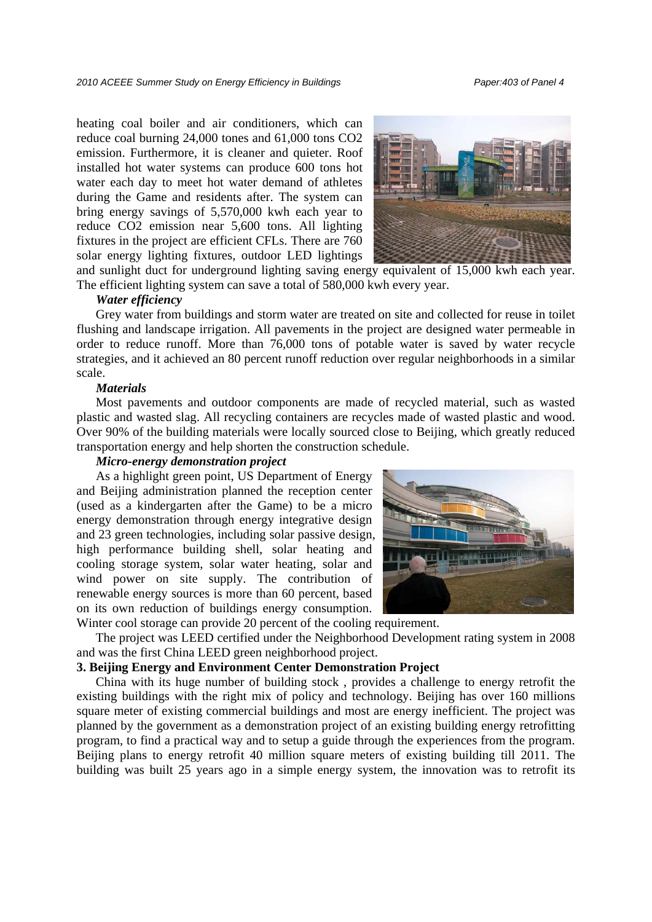heating coal boiler and air conditioners, which can reduce coal burning 24,000 tones and 61,000 tons $CO_2$ emission. Furthermore, it is cleaner and quieter. Roof installed hot water systems can produce 600 tons hot water each day to meet hot water demand of athletes during the Game and residents after. The system can bring energy savings of 5,570,000 kwh each year to reduce $CO_2$ emission near 5,600 tons. All lighting fixtures in the project are efficient CFLs. There are 760 solar energy lighting fixtures, outdoor LED lightings and sunlight duct for underground lighting saving energy equivalent of 15,000 kwh each year. The efficient lighting system can save a total of 580,000 kwh every year.

***Water efficiency***

Grey water from buildings and storm water are treated on site and collected for reuse in toilet flushing and landscape irrigation. All pavements in the project are designed water permeable in order to reduce runoff. More than 76,000 tons of potable water is saved by water recycle strategies, and it achieved an 80 percent runoff reduction over regular neighborhoods in a similar scale.

***Materials***

Most pavements and outdoor components are made of recycled material, such as wasted plastic and wasted slag. All recycling containers are recycles made of wasted plastic and wood. Over 90% of the building materials were locally sourced close to Beijing, which greatly reduced transportation energy and help shorten the construction schedule.

***Micro-energy demonstration project***

As a highlight green point, US Department of Energy and Beijing administration planned the reception center (used as a kindergarten after the Game) to be a micro energy demonstration through energy integrative design and 23 green technologies, including solar passive design, high performance building shell, solar heating and cooling storage system, solar water heating, solar and wind power on site supply. The contribution of renewable energy sources is more than 60 percent, based on its own reduction of buildings energy consumption. Winter cool storage can provide 20 percent of the cooling requirement.

The project was LEED certified under the Neighborhood Development rating system in 2008 and was the first China LEED green neighborhood project.

**3. Beijing Energy and Environment Center Demonstration Project**

China with its huge number of building stock , provides a challenge to energy retrofit the existing buildings with the right mix of policy and technology. Beijing has over 160 millions square meter of existing commercial buildings and most are energy inefficient. The project was planned by the government as a demonstration project of an existing building energy retrofitting program, to find a practical way and to setup a guide through the experiences from the program. Beijing plans to energy retrofit 40 million square meters of existing building till 2011. The building was built 25 years ago in a simple energy system, the innovation was to retrofit its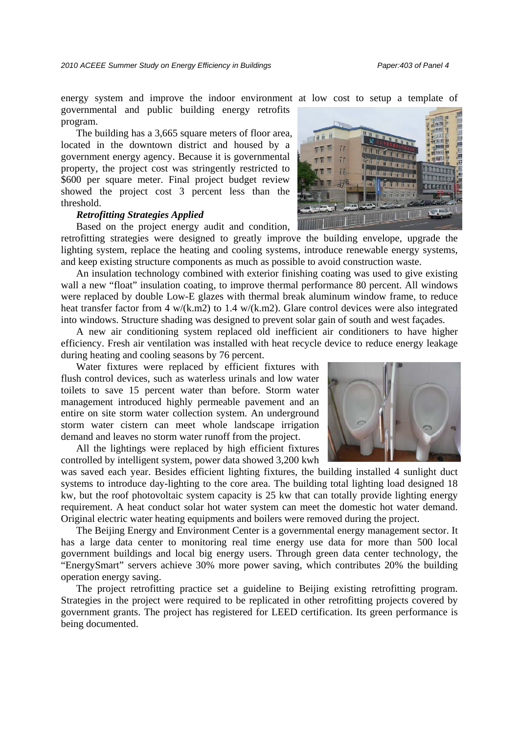energy system and improve the indoor environment at low cost to setup a template of governmental and public building energy retrofits program.

The building has a 3,665 square meters of floor area, located in the downtown district and housed by a government energy agency. Because it is governmental property, the project cost was stringently restricted to \$600 per square meter. Final project budget review showed the project cost 3 percent less than the threshold.

***Retrofitting Strategies Applied***

Based on the project energy audit and condition, retrofitting strategies were designed to greatly improve the building envelope, upgrade the lighting system, replace the heating and cooling systems, introduce renewable energy systems, and keep existing structure components as much as possible to avoid construction waste.

An insulation technology combined with exterior finishing coating was used to give existing wall a new "float" insulation coating, to improve thermal performance 80 percent. All windows were replaced by double Low-E glazes with thermal break aluminum window frame, to reduce heat transfer factor from 4 w/(k.m2) to 1.4 w/(k.m2). Glare control devices were also integrated into windows. Structure shading was designed to prevent solar gain of south and west façades.

A new air conditioning system replaced old inefficient air conditioners to have higher efficiency. Fresh air ventilation was installed with heat recycle device to reduce energy leakage during heating and cooling seasons by 76 percent.

Water fixtures were replaced by efficient fixtures with flush control devices, such as waterless urinals and low water toilets to save 15 percent water than before. Storm water management introduced highly permeable pavement and an entire on site storm water collection system. An underground storm water cistern can meet whole landscape irrigation demand and leaves no storm water runoff from the project.

All the lightings were replaced by high efficient fixtures controlled by intelligent system, power data showed 3,200 kwh was saved each year. Besides efficient lighting fixtures, the building installed 4 sunlight duct systems to introduce day-lighting to the core area. The building total lighting load designed 18 kw, but the roof photovoltaic system capacity is 25 kw that can totally provide lighting energy requirement. A heat conduct solar hot water system can meet the domestic hot water demand. Original electric water heating equipments and boilers were removed during the project.

The Beijing Energy and Environment Center is a governmental energy management sector. It has a large data center to monitoring real time energy use data for more than 500 local government buildings and local big energy users. Through green data center technology, the "EnergySmart" servers achieve 30% more power saving, which contributes 20% the building operation energy saving.

The project retrofitting practice set a guideline to Beijing existing retrofitting program. Strategies in the project were required to be replicated in other retrofitting projects covered by government grants. The project has registered for LEED certification. Its green performance is being documented.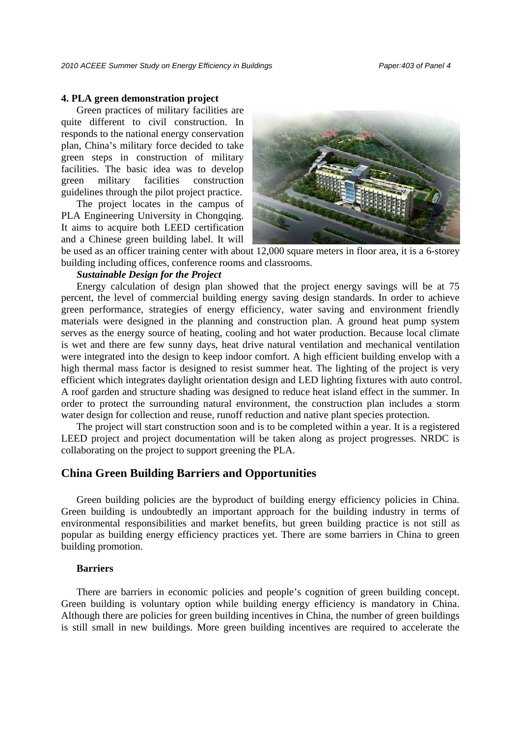**4. PLA green demonstration project**

Green practices of military facilities are quite different to civil construction. In responds to the national energy conservation plan, China's military force decided to take green steps in construction of military facilities. The basic idea was to develop green military facilities construction guidelines through the pilot project practice.

The project locates in the campus of PLA Engineering University in Chongqing. It aims to acquire both LEED certification and a Chinese green building label. It will be used as an officer training center with about 12,000 square meters in floor area, it is a 6-storey building including offices, conference rooms and classrooms.

***Sustainable Design for the Project***

Energy calculation of design plan showed that the project energy savings will be at 75 percent, the level of commercial building energy saving design standards. In order to achieve green performance, strategies of energy efficiency, water saving and environment friendly materials were designed in the planning and construction plan. A ground heat pump system serves as the energy source of heating, cooling and hot water production. Because local climate is wet and there are few sunny days, heat drive natural ventilation and mechanical ventilation were integrated into the design to keep indoor comfort. A high efficient building envelop with a high thermal mass factor is designed to resist summer heat. The lighting of the project is very efficient which integrates daylight orientation design and LED lighting fixtures with auto control. A roof garden and structure shading was designed to reduce heat island effect in the summer. In order to protect the surrounding natural environment, the construction plan includes a storm water design for collection and reuse, runoff reduction and native plant species protection.

The project will start construction soon and is to be completed within a year. It is a registered LEED project and project documentation will be taken along as project progresses. NRDC is collaborating on the project to support greening the PLA.

## China Green Building Barriers and Opportunities

Green building policies are the byproduct of building energy efficiency policies in China. Green building is undoubtedly an important approach for the building industry in terms of environmental responsibilities and market benefits, but green building practice is not still as popular as building energy efficiency practices yet. There are some barriers in China to green building promotion.

### Barriers

There are barriers in economic policies and people's cognition of green building concept. Green building is voluntary option while building energy efficiency is mandatory in China. Although there are policies for green building incentives in China, the number of green buildings is still small in new buildings. More green building incentives are required to accelerate the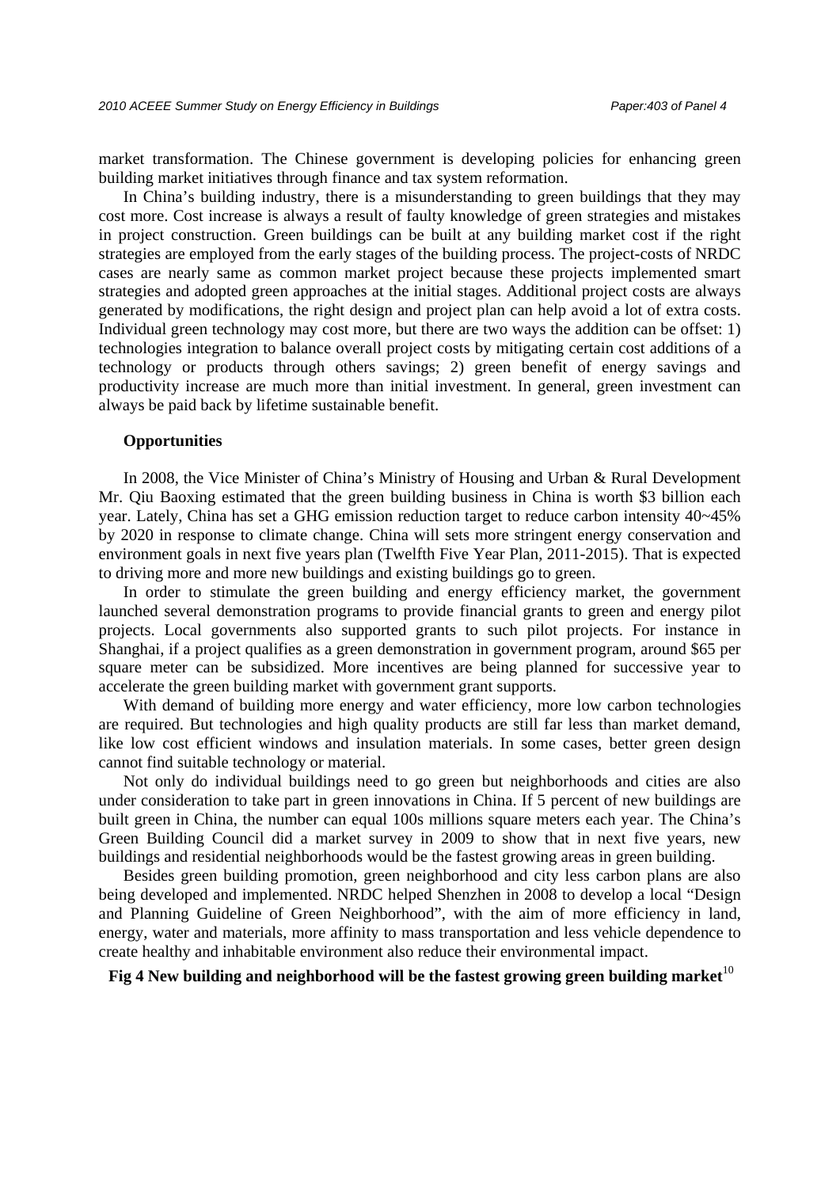market transformation. The Chinese government is developing policies for enhancing green building market initiatives through finance and tax system reformation.

In China's building industry, there is a misunderstanding to green buildings that they may cost more. Cost increase is always a result of faulty knowledge of green strategies and mistakes in project construction. Green buildings can be built at any building market cost if the right strategies are employed from the early stages of the building process. The project-costs of NRDC cases are nearly same as common market project because these projects implemented smart strategies and adopted green approaches at the initial stages. Additional project costs are always generated by modifications, the right design and project plan can help avoid a lot of extra costs. Individual green technology may cost more, but there are two ways the addition can be offset: 1) technologies integration to balance overall project costs by mitigating certain cost additions of a technology or products through others savings; 2) green benefit of energy savings and productivity increase are much more than initial investment. In general, green investment can always be paid back by lifetime sustainable benefit.

### Opportunities

In 2008, the Vice Minister of China's Ministry of Housing and Urban & Rural Development Mr. Qiu Baoxing estimated that the green building business in China is worth \$3 billion each year. Lately, China has set a GHG emission reduction target to reduce carbon intensity 40~45% by 2020 in response to climate change. China will sets more stringent energy conservation and environment goals in next five years plan (Twelfth Five Year Plan, 2011-2015). That is expected to driving more and more new buildings and existing buildings go to green.

In order to stimulate the green building and energy efficiency market, the government launched several demonstration programs to provide financial grants to green and energy pilot projects. Local governments also supported grants to such pilot projects. For instance in Shanghai, if a project qualifies as a green demonstration in government program, around \$65 per square meter can be subsidized. More incentives are being planned for successive year to accelerate the green building market with government grant supports.

With demand of building more energy and water efficiency, more low carbon technologies are required. But technologies and high quality products are still far less than market demand, like low cost efficient windows and insulation materials. In some cases, better green design cannot find suitable technology or material.

Not only do individual buildings need to go green but neighborhoods and cities are also under consideration to take part in green innovations in China. If 5 percent of new buildings are built green in China, the number can equal 100s millions square meters each year. The China's Green Building Council did a market survey in 2009 to show that in next five years, new buildings and residential neighborhoods would be the fastest growing areas in green building.

Besides green building promotion, green neighborhood and city less carbon plans are also being developed and implemented. NRDC helped Shenzhen in 2008 to develop a local "Design and Planning Guideline of Green Neighborhood", with the aim of more efficiency in land, energy, water and materials, more affinity to mass transportation and less vehicle dependence to create healthy and inhabitable environment also reduce their environmental impact.

**Fig 4 New building and neighborhood will be the fastest growing green building market**[10]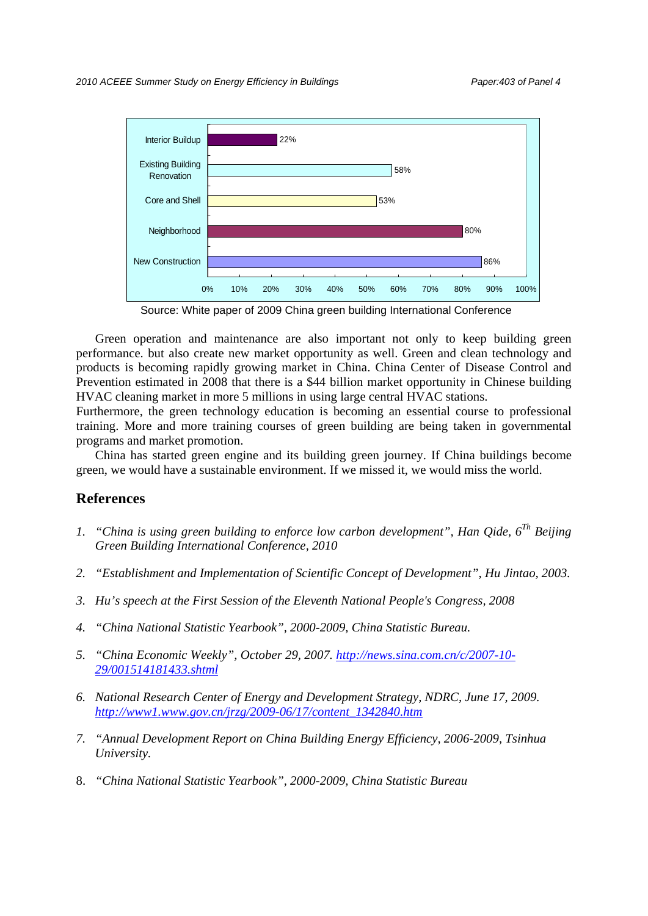| Category | Percentage |
|---|---|
| Interior Buildup | 22% |
| Existing Building Renovation | 58% |
| Core and Shell | 53% |
| Neighborhood | 80% |
| New Construction | 86% |

Source: White paper of 2009 China green building International Conference

Green operation and maintenance are also important not only to keep building green performance. but also create new market opportunity as well. Green and clean technology and products is becoming rapidly growing market in China. China Center of Disease Control and Prevention estimated in 2008 that there is a $44 billion market opportunity in Chinese building HVAC cleaning market in more 5 millions in using large central HVAC stations.

Furthermore, the green technology education is becoming an essential course to professional training. More and more training courses of green building are being taken in governmental programs and market promotion.

China has started green engine and its building green journey. If China buildings become green, we would have a sustainable environment. If we missed it, we would miss the world.

## References

1. *"China is using green building to enforce low carbon development", Han Qide, 6<sup>Th</sup> Beijing Green Building International Conference, 2010*
2. *"Establishment and Implementation of Scientific Concept of Development", Hu Jintao, 2003.*
3. *Hu's speech at the First Session of the Eleventh National People's Congress, 2008*
4. *"China National Statistic Yearbook", 2000-2009, China Statistic Bureau.*
5. *"China Economic Weekly", October 29, 2007. http://news.sina.com.cn/c/2007-10-29/001514181433.shtml*
6. *National Research Center of Energy and Development Strategy, NDRC, June 17, 2009. http://www1.www.gov.cn/jrzg/2009-06/17/content_1342840.htm*
7. *"Annual Development Report on China Building Energy Efficiency, 2006-2009, Tsinhua University.*
8. *"China National Statistic Yearbook", 2000-2009, China Statistic Bureau*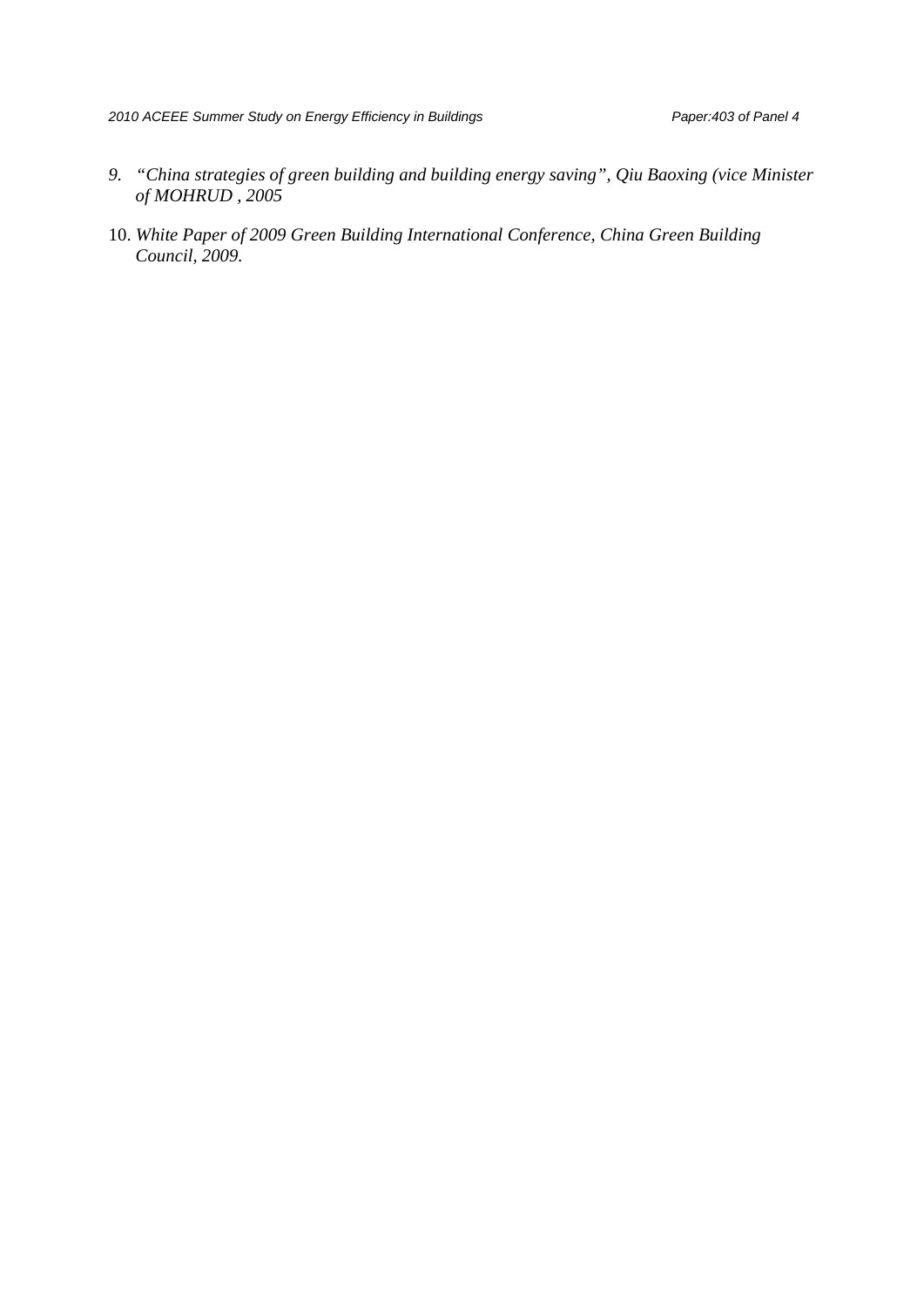9. *"China strategies of green building and building energy saving", Qiu Baoxing (vice Minister of MOHRUD , 2005*

10. *White Paper of 2009 Green Building International Conference, China Green Building Council, 2009.*